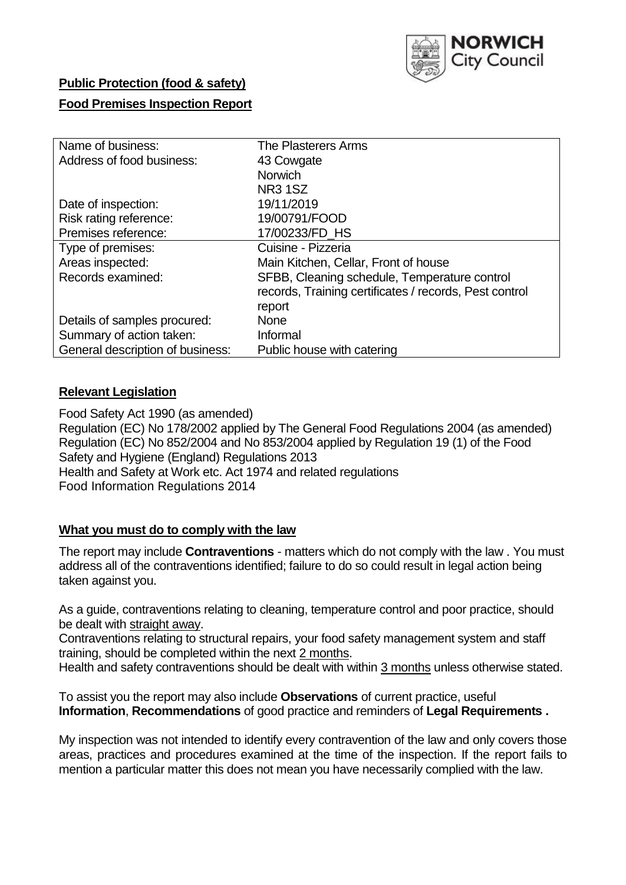**Public Protection (food & safety)**

**Food Premises Inspection Report**

| Name of business: | The Plasterers Arms |
|---|---|
| Address of food business: | 43 Cowgate<br>Norwich<br>NR3 1SZ |
| Date of inspection: | 19/11/2019 |
| Risk rating reference: | 19/00791/FOOD |
| Premises reference: | 17/00233/FD_HS |
| Type of premises: | Cuisine - Pizzeria |
| Areas inspected: | Main Kitchen, Cellar, Front of house |
| Records examined: | SFBB, Cleaning schedule, Temperature control records, Training certificates / records, Pest control report |
| Details of samples procured: | None |
| Summary of action taken: | Informal |
| General description of business: | Public house with catering |

## **Relevant Legislation**

Food Safety Act 1990 (as amended)
Regulation (EC) No 178/2002 applied by The General Food Regulations 2004 (as amended)
Regulation (EC) No 852/2004 and No 853/2004 applied by Regulation 19 (1) of the Food Safety and Hygiene (England) Regulations 2013
Health and Safety at Work etc. Act 1974 and related regulations
Food Information Regulations 2014

## **What you must do to comply with the law**

The report may include **Contraventions** - matters which do not comply with the law . You must address all of the contraventions identified; failure to do so could result in legal action being taken against you.

As a guide, contraventions relating to cleaning, temperature control and poor practice, should be dealt with straight away.
Contraventions relating to structural repairs, your food safety management system and staff training, should be completed within the next 2 months.
Health and safety contraventions should be dealt with within 3 months unless otherwise stated.

To assist you the report may also include **Observations** of current practice, useful **Information**, **Recommendations** of good practice and reminders of **Legal Requirements .**

My inspection was not intended to identify every contravention of the law and only covers those areas, practices and procedures examined at the time of the inspection. If the report fails to mention a particular matter this does not mean you have necessarily complied with the law.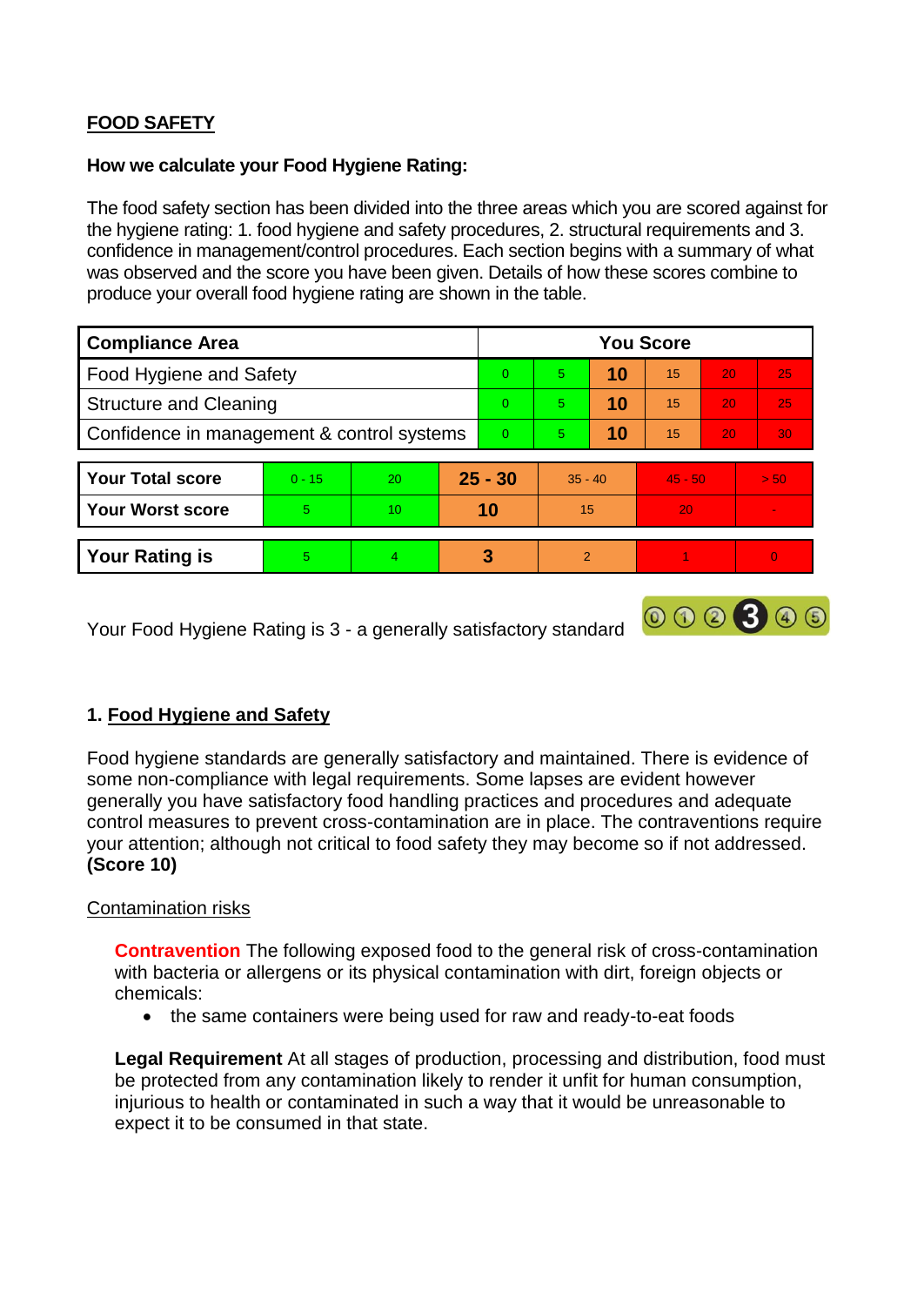## FOOD SAFETY

**How we calculate your Food Hygiene Rating:**

The food safety section has been divided into the three areas which you are scored against for the hygiene rating: 1. food hygiene and safety procedures, 2. structural requirements and 3. confidence in management/control procedures. Each section begins with a summary of what was observed and the score you have been given. Details of how these scores combine to produce your overall food hygiene rating are shown in the table.

| Compliance Area | You Score | | | | | |
|---|---|---|---|---|---|---|
| Food Hygiene and Safety | 0 | 5 | **10** | 15 | 20 | 25 |
| Structure and Cleaning | 0 | 5 | **10** | 15 | 20 | 25 |
| Confidence in management & control systems | 0 | 5 | **10** | 15 | 20 | 30 |

| | | | | | | |
|---|---|---|---|---|---|---|
| **Your Total score** | 0 - 15 | 20 | **25 - 30** | 35 - 40 | 45 - 50 | > 50 |
| **Your Worst score** | 5 | 10 | **10** | 15 | 20 | - |
| **Your Rating is** | 5 | 4 | **3** | 2 | 1 | 0 |

Your Food Hygiene Rating is 3 - a generally satisfactory standard

### 1. Food Hygiene and Safety

Food hygiene standards are generally satisfactory and maintained. There is evidence of some non-compliance with legal requirements. Some lapses are evident however generally you have satisfactory food handling practices and procedures and adequate control measures to prevent cross-contamination are in place. The contraventions require your attention; although not critical to food safety they may become so if not addressed. **(Score 10)**

Contamination risks

**Contravention** The following exposed food to the general risk of cross-contamination with bacteria or allergens or its physical contamination with dirt, foreign objects or chemicals:

- the same containers were being used for raw and ready-to-eat foods

**Legal Requirement** At all stages of production, processing and distribution, food must be protected from any contamination likely to render it unfit for human consumption, injurious to health or contaminated in such a way that it would be unreasonable to expect it to be consumed in that state.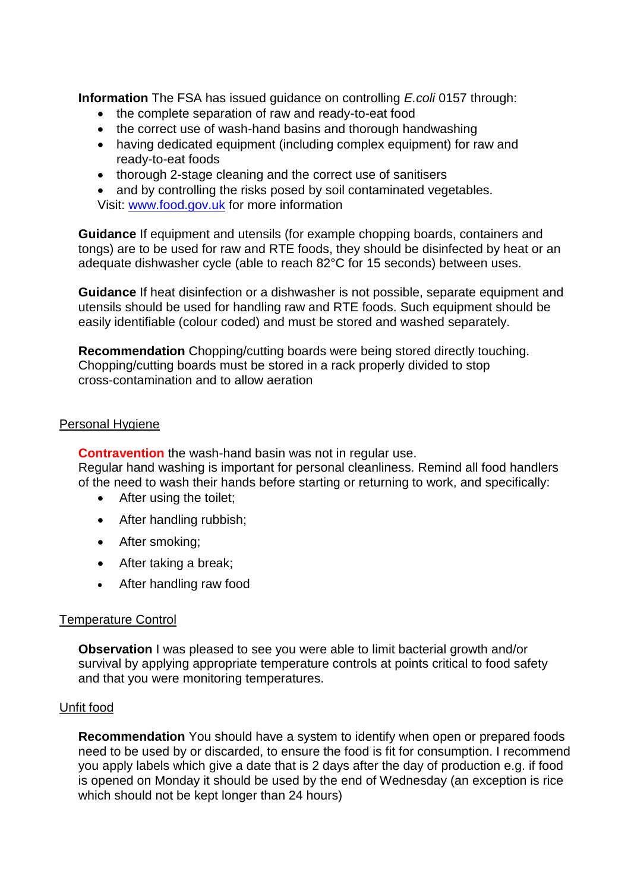**Information** The FSA has issued guidance on controlling *E.coli* 0157 through:

- the complete separation of raw and ready-to-eat food
- the correct use of wash-hand basins and thorough handwashing
- having dedicated equipment (including complex equipment) for raw and ready-to-eat foods
- thorough 2-stage cleaning and the correct use of sanitisers
- and by controlling the risks posed by soil contaminated vegetables.

Visit: [www.food.gov.uk](http://www.food.gov.uk) for more information

**Guidance** If equipment and utensils (for example chopping boards, containers and tongs) are to be used for raw and RTE foods, they should be disinfected by heat or an adequate dishwasher cycle (able to reach 82°C for 15 seconds) between uses.

**Guidance** If heat disinfection or a dishwasher is not possible, separate equipment and utensils should be used for handling raw and RTE foods. Such equipment should be easily identifiable (colour coded) and must be stored and washed separately.

**Recommendation** Chopping/cutting boards were being stored directly touching. Chopping/cutting boards must be stored in a rack properly divided to stop cross-contamination and to allow aeration

## Personal Hygiene

**Contravention** the wash-hand basin was not in regular use.
Regular hand washing is important for personal cleanliness. Remind all food handlers of the need to wash their hands before starting or returning to work, and specifically:

- After using the toilet;
- After handling rubbish;
- After smoking;
- After taking a break;
- After handling raw food

## Temperature Control

**Observation** I was pleased to see you were able to limit bacterial growth and/or survival by applying appropriate temperature controls at points critical to food safety and that you were monitoring temperatures.

## Unfit food

**Recommendation** You should have a system to identify when open or prepared foods need to be used by or discarded, to ensure the food is fit for consumption. I recommend you apply labels which give a date that is 2 days after the day of production e.g. if food is opened on Monday it should be used by the end of Wednesday (an exception is rice which should not be kept longer than 24 hours)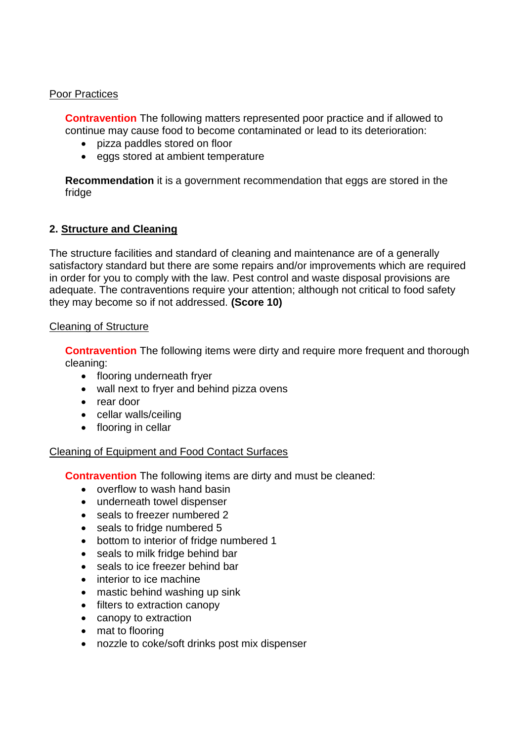Poor Practices

**Contravention** The following matters represented poor practice and if allowed to continue may cause food to become contaminated or lead to its deterioration:

- pizza paddles stored on floor
- eggs stored at ambient temperature

**Recommendation** it is a government recommendation that eggs are stored in the fridge

## 2. Structure and Cleaning

The structure facilities and standard of cleaning and maintenance are of a generally satisfactory standard but there are some repairs and/or improvements which are required in order for you to comply with the law. Pest control and waste disposal provisions are adequate. The contraventions require your attention; although not critical to food safety they may become so if not addressed. **(Score 10)**

Cleaning of Structure

**Contravention** The following items were dirty and require more frequent and thorough cleaning:

- flooring underneath fryer
- wall next to fryer and behind pizza ovens
- rear door
- cellar walls/ceiling
- flooring in cellar

Cleaning of Equipment and Food Contact Surfaces

**Contravention** The following items are dirty and must be cleaned:

- overflow to wash hand basin
- underneath towel dispenser
- seals to freezer numbered 2
- seals to fridge numbered 5
- bottom to interior of fridge numbered 1
- seals to milk fridge behind bar
- seals to ice freezer behind bar
- interior to ice machine
- mastic behind washing up sink
- filters to extraction canopy
- canopy to extraction
- mat to flooring
- nozzle to coke/soft drinks post mix dispenser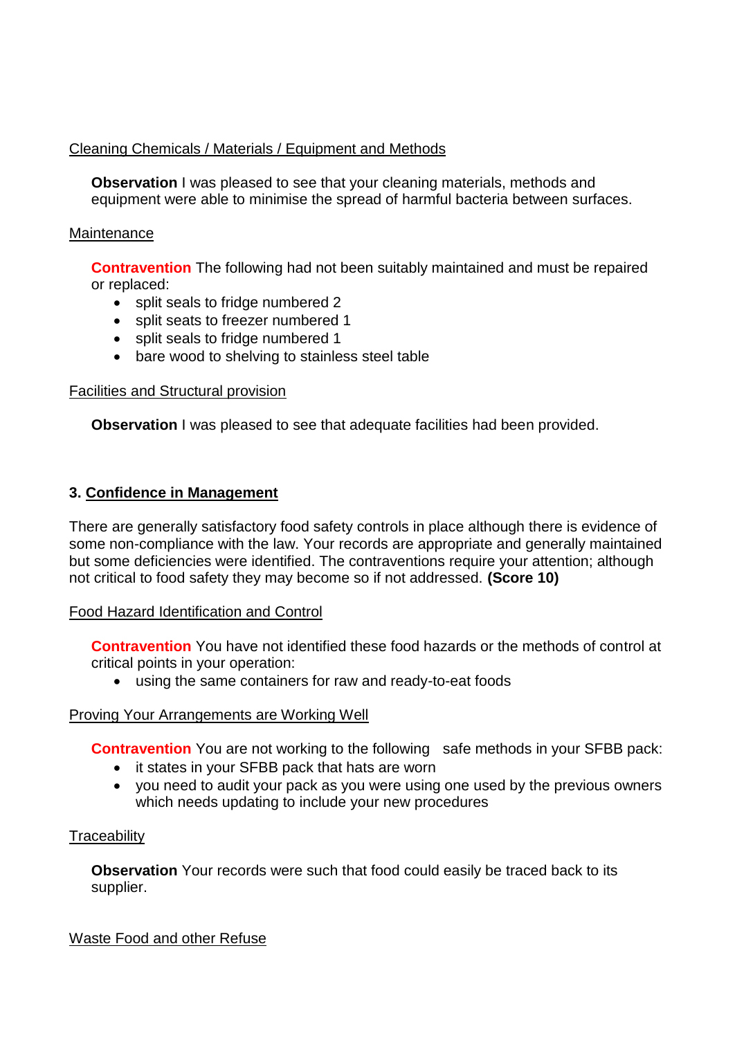Cleaning Chemicals / Materials / Equipment and Methods

**Observation** I was pleased to see that your cleaning materials, methods and equipment were able to minimise the spread of harmful bacteria between surfaces.

Maintenance

**Contravention** The following had not been suitably maintained and must be repaired or replaced:

- split seals to fridge numbered 2
- split seats to freezer numbered 1
- split seals to fridge numbered 1
- bare wood to shelving to stainless steel table

Facilities and Structural provision

**Observation** I was pleased to see that adequate facilities had been provided.

### 3. Confidence in Management

There are generally satisfactory food safety controls in place although there is evidence of some non-compliance with the law. Your records are appropriate and generally maintained but some deficiencies were identified. The contraventions require your attention; although not critical to food safety they may become so if not addressed. **(Score 10)**

Food Hazard Identification and Control

**Contravention** You have not identified these food hazards or the methods of control at critical points in your operation:

- using the same containers for raw and ready-to-eat foods

Proving Your Arrangements are Working Well

**Contravention** You are not working to the following safe methods in your SFBB pack:

- it states in your SFBB pack that hats are worn
- you need to audit your pack as you were using one used by the previous owners which needs updating to include your new procedures

Traceability

**Observation** Your records were such that food could easily be traced back to its supplier.

Waste Food and other Refuse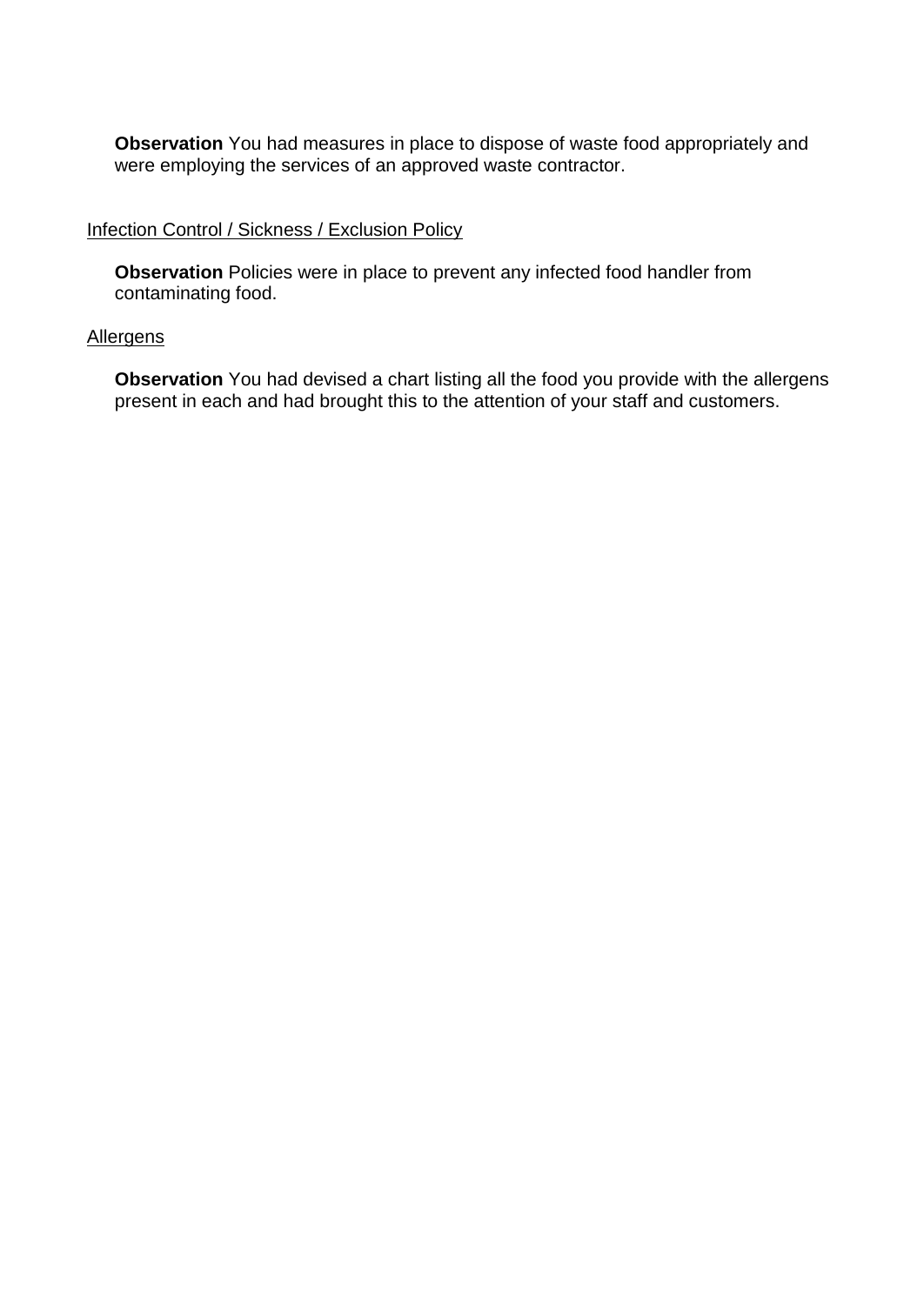**Observation** You had measures in place to dispose of waste food appropriately and were employing the services of an approved waste contractor.

Infection Control / Sickness / Exclusion Policy

**Observation** Policies were in place to prevent any infected food handler from contaminating food.

Allergens

**Observation** You had devised a chart listing all the food you provide with the allergens present in each and had brought this to the attention of your staff and customers.